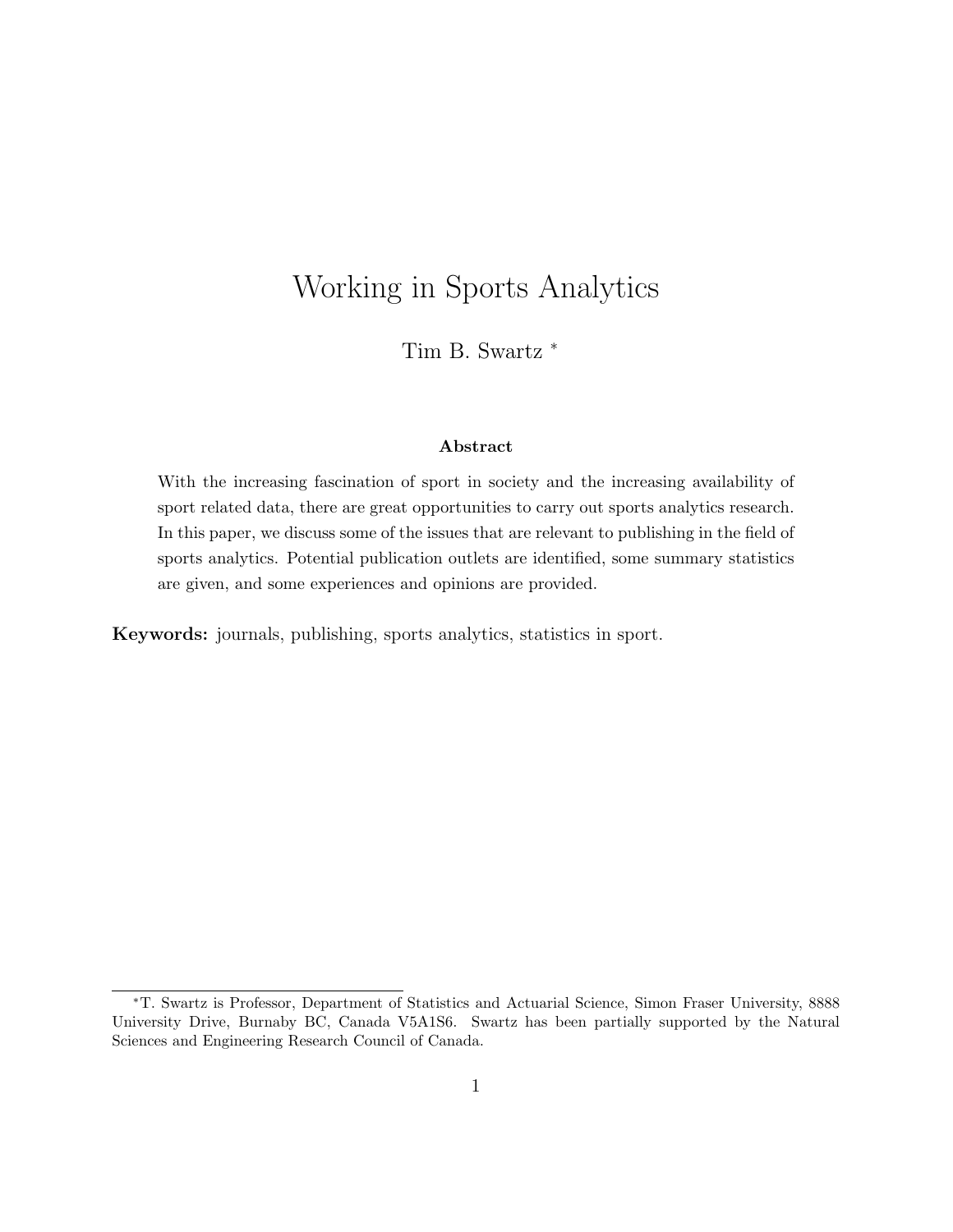# Working in Sports Analytics

Tim B. Swartz [*]

### Abstract

With the increasing fascination of sport in society and the increasing availability of sport related data, there are great opportunities to carry out sports analytics research. In this paper, we discuss some of the issues that are relevant to publishing in the field of sports analytics. Potential publication outlets are identified, some summary statistics are given, and some experiences and opinions are provided.

**Keywords:** journals, publishing, sports analytics, statistics in sport.

---

[*] T. Swartz is Professor, Department of Statistics and Actuarial Science, Simon Fraser University, 8888 University Drive, Burnaby BC, Canada V5A1S6. Swartz has been partially supported by the Natural Sciences and Engineering Research Council of Canada.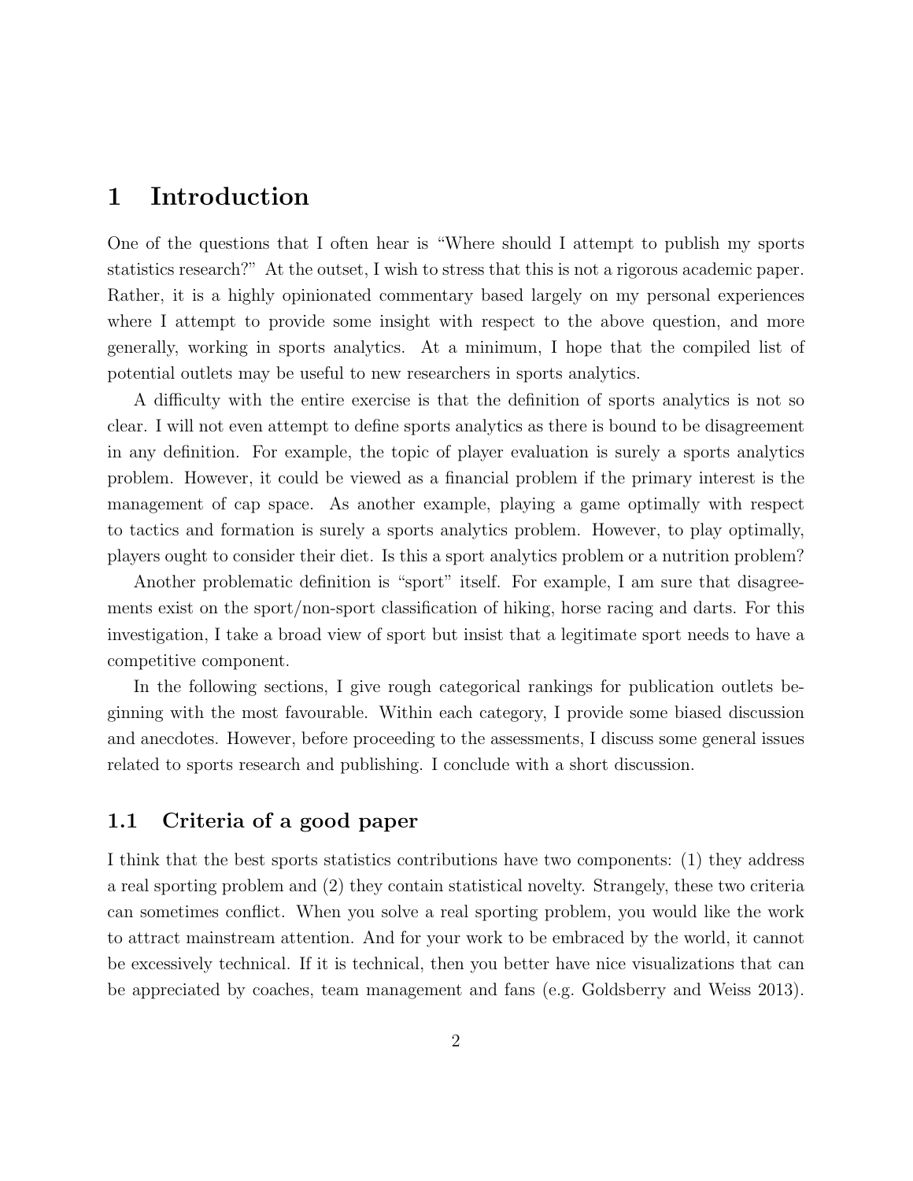# 1 Introduction

One of the questions that I often hear is "Where should I attempt to publish my sports statistics research?" At the outset, I wish to stress that this is not a rigorous academic paper. Rather, it is a highly opinionated commentary based largely on my personal experiences where I attempt to provide some insight with respect to the above question, and more generally, working in sports analytics. At a minimum, I hope that the compiled list of potential outlets may be useful to new researchers in sports analytics.

A difficulty with the entire exercise is that the definition of sports analytics is not so clear. I will not even attempt to define sports analytics as there is bound to be disagreement in any definition. For example, the topic of player evaluation is surely a sports analytics problem. However, it could be viewed as a financial problem if the primary interest is the management of cap space. As another example, playing a game optimally with respect to tactics and formation is surely a sports analytics problem. However, to play optimally, players ought to consider their diet. Is this a sport analytics problem or a nutrition problem?

Another problematic definition is "sport" itself. For example, I am sure that disagreements exist on the sport/non-sport classification of hiking, horse racing and darts. For this investigation, I take a broad view of sport but insist that a legitimate sport needs to have a competitive component.

In the following sections, I give rough categorical rankings for publication outlets beginning with the most favourable. Within each category, I provide some biased discussion and anecdotes. However, before proceeding to the assessments, I discuss some general issues related to sports research and publishing. I conclude with a short discussion.

## 1.1 Criteria of a good paper

I think that the best sports statistics contributions have two components: (1) they address a real sporting problem and (2) they contain statistical novelty. Strangely, these two criteria can sometimes conflict. When you solve a real sporting problem, you would like the work to attract mainstream attention. And for your work to be embraced by the world, it cannot be excessively technical. If it is technical, then you better have nice visualizations that can be appreciated by coaches, team management and fans (e.g. Goldsberry and Weiss 2013).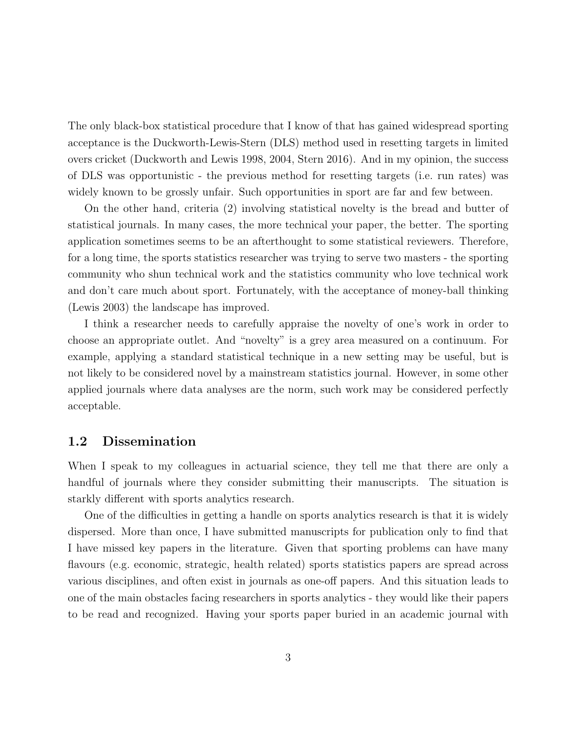The only black-box statistical procedure that I know of that has gained widespread sporting acceptance is the Duckworth-Lewis-Stern (DLS) method used in resetting targets in limited overs cricket (Duckworth and Lewis 1998, 2004, Stern 2016). And in my opinion, the success of DLS was opportunistic - the previous method for resetting targets (i.e. run rates) was widely known to be grossly unfair. Such opportunities in sport are far and few between.

On the other hand, criteria (2) involving statistical novelty is the bread and butter of statistical journals. In many cases, the more technical your paper, the better. The sporting application sometimes seems to be an afterthought to some statistical reviewers. Therefore, for a long time, the sports statistics researcher was trying to serve two masters - the sporting community who shun technical work and the statistics community who love technical work and don't care much about sport. Fortunately, with the acceptance of money-ball thinking (Lewis 2003) the landscape has improved.

I think a researcher needs to carefully appraise the novelty of one's work in order to choose an appropriate outlet. And "novelty" is a grey area measured on a continuum. For example, applying a standard statistical technique in a new setting may be useful, but is not likely to be considered novel by a mainstream statistics journal. However, in some other applied journals where data analyses are the norm, such work may be considered perfectly acceptable.

## 1.2 Dissemination

When I speak to my colleagues in actuarial science, they tell me that there are only a handful of journals where they consider submitting their manuscripts. The situation is starkly different with sports analytics research.

One of the difficulties in getting a handle on sports analytics research is that it is widely dispersed. More than once, I have submitted manuscripts for publication only to find that I have missed key papers in the literature. Given that sporting problems can have many flavours (e.g. economic, strategic, health related) sports statistics papers are spread across various disciplines, and often exist in journals as one-off papers. And this situation leads to one of the main obstacles facing researchers in sports analytics - they would like their papers to be read and recognized. Having your sports paper buried in an academic journal with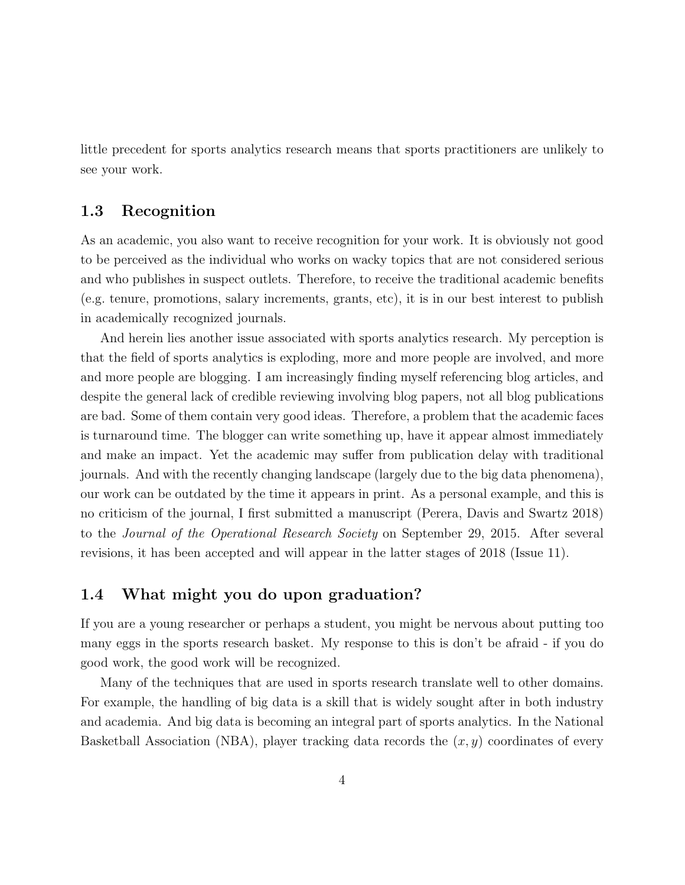little precedent for sports analytics research means that sports practitioners are unlikely to see your work.

## 1.3 Recognition

As an academic, you also want to receive recognition for your work. It is obviously not good to be perceived as the individual who works on wacky topics that are not considered serious and who publishes in suspect outlets. Therefore, to receive the traditional academic benefits (e.g. tenure, promotions, salary increments, grants, etc), it is in our best interest to publish in academically recognized journals.

And herein lies another issue associated with sports analytics research. My perception is that the field of sports analytics is exploding, more and more people are involved, and more and more people are blogging. I am increasingly finding myself referencing blog articles, and despite the general lack of credible reviewing involving blog papers, not all blog publications are bad. Some of them contain very good ideas. Therefore, a problem that the academic faces is turnaround time. The blogger can write something up, have it appear almost immediately and make an impact. Yet the academic may suffer from publication delay with traditional journals. And with the recently changing landscape (largely due to the big data phenomena), our work can be outdated by the time it appears in print. As a personal example, and this is no criticism of the journal, I first submitted a manuscript (Perera, Davis and Swartz 2018) to the *Journal of the Operational Research Society* on September 29, 2015. After several revisions, it has been accepted and will appear in the latter stages of 2018 (Issue 11).

## 1.4 What might you do upon graduation?

If you are a young researcher or perhaps a student, you might be nervous about putting too many eggs in the sports research basket. My response to this is don't be afraid - if you do good work, the good work will be recognized.

Many of the techniques that are used in sports research translate well to other domains. For example, the handling of big data is a skill that is widely sought after in both industry and academia. And big data is becoming an integral part of sports analytics. In the National Basketball Association (NBA), player tracking data records the $(x, y)$ coordinates of every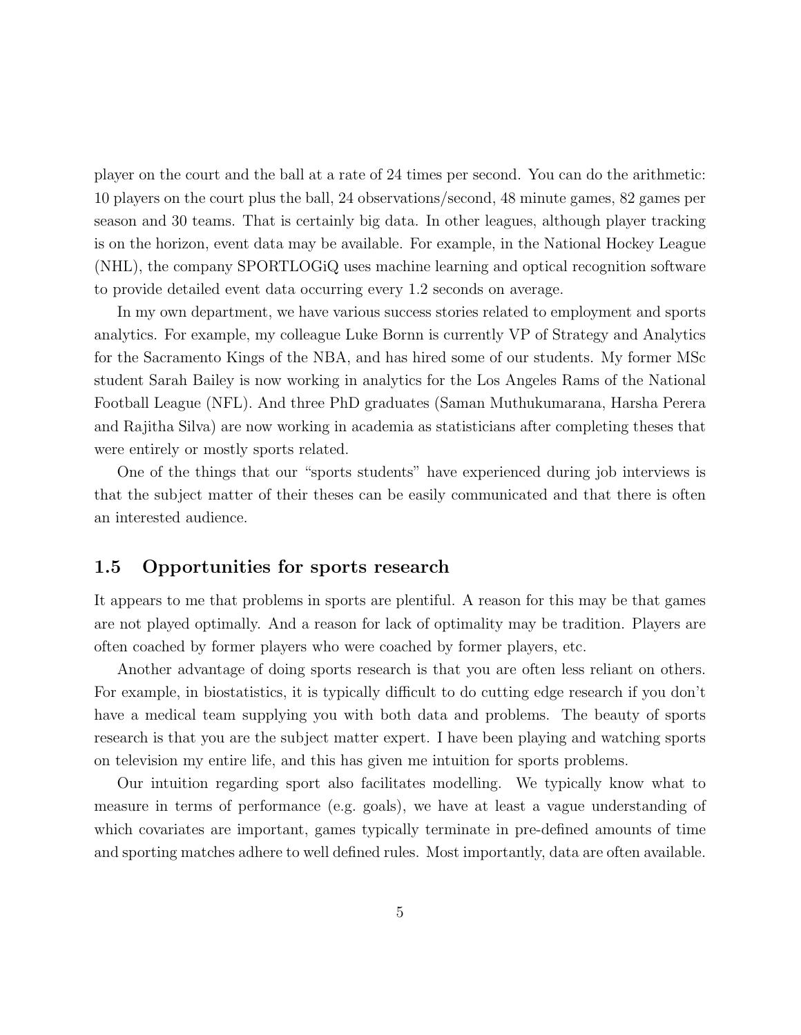player on the court and the ball at a rate of 24 times per second. You can do the arithmetic: 10 players on the court plus the ball, 24 observations/second, 48 minute games, 82 games per season and 30 teams. That is certainly big data. In other leagues, although player tracking is on the horizon, event data may be available. For example, in the National Hockey League (NHL), the company SPORTLOGiQ uses machine learning and optical recognition software to provide detailed event data occurring every 1.2 seconds on average.

In my own department, we have various success stories related to employment and sports analytics. For example, my colleague Luke Bornn is currently VP of Strategy and Analytics for the Sacramento Kings of the NBA, and has hired some of our students. My former MSc student Sarah Bailey is now working in analytics for the Los Angeles Rams of the National Football League (NFL). And three PhD graduates (Saman Muthukumarana, Harsha Perera and Rajitha Silva) are now working in academia as statisticians after completing theses that were entirely or mostly sports related.

One of the things that our "sports students" have experienced during job interviews is that the subject matter of their theses can be easily communicated and that there is often an interested audience.

## 1.5 Opportunities for sports research

It appears to me that problems in sports are plentiful. A reason for this may be that games are not played optimally. And a reason for lack of optimality may be tradition. Players are often coached by former players who were coached by former players, etc.

Another advantage of doing sports research is that you are often less reliant on others. For example, in biostatistics, it is typically difficult to do cutting edge research if you don't have a medical team supplying you with both data and problems. The beauty of sports research is that you are the subject matter expert. I have been playing and watching sports on television my entire life, and this has given me intuition for sports problems.

Our intuition regarding sport also facilitates modelling. We typically know what to measure in terms of performance (e.g. goals), we have at least a vague understanding of which covariates are important, games typically terminate in pre-defined amounts of time and sporting matches adhere to well defined rules. Most importantly, data are often available.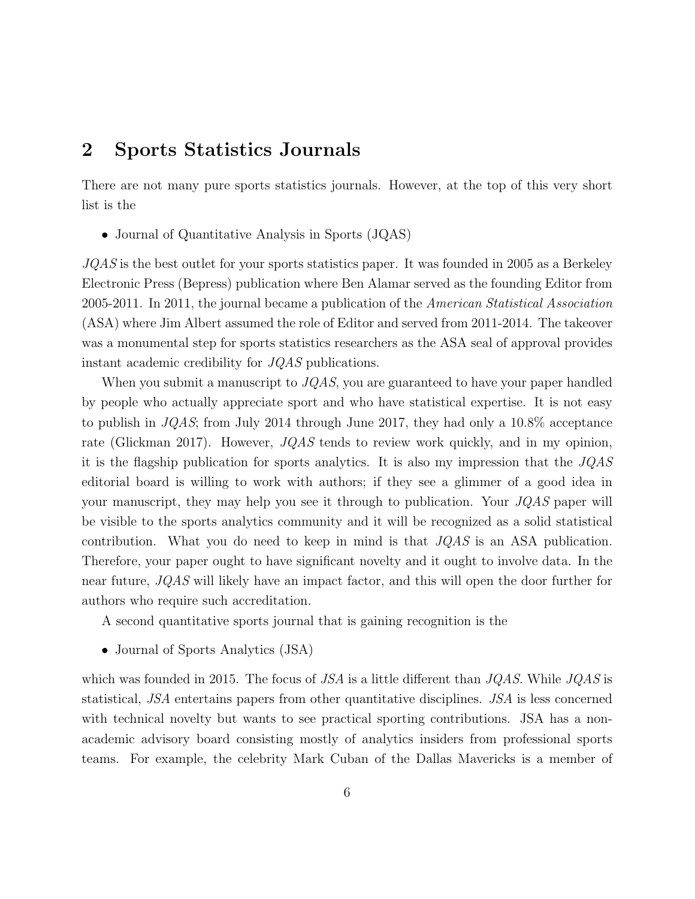## 2 Sports Statistics Journals

There are not many pure sports statistics journals. However, at the top of this very short list is the

- Journal of Quantitative Analysis in Sports (JQAS)

*JQAS* is the best outlet for your sports statistics paper. It was founded in 2005 as a Berkeley Electronic Press (Bepress) publication where Ben Alamar served as the founding Editor from 2005-2011. In 2011, the journal became a publication of the *American Statistical Association* (ASA) where Jim Albert assumed the role of Editor and served from 2011-2014. The takeover was a monumental step for sports statistics researchers as the ASA seal of approval provides instant academic credibility for *JQAS* publications.

When you submit a manuscript to *JQAS*, you are guaranteed to have your paper handled by people who actually appreciate sport and who have statistical expertise. It is not easy to publish in *JQAS*; from July 2014 through June 2017, they had only a 10.8% acceptance rate (Glickman 2017). However, *JQAS* tends to review work quickly, and in my opinion, it is the flagship publication for sports analytics. It is also my impression that the *JQAS* editorial board is willing to work with authors; if they see a glimmer of a good idea in your manuscript, they may help you see it through to publication. Your *JQAS* paper will be visible to the sports analytics community and it will be recognized as a solid statistical contribution. What you do need to keep in mind is that *JQAS* is an ASA publication. Therefore, your paper ought to have significant novelty and it ought to involve data. In the near future, *JQAS* will likely have an impact factor, and this will open the door further for authors who require such accreditation.

A second quantitative sports journal that is gaining recognition is the

- Journal of Sports Analytics (JSA)

which was founded in 2015. The focus of *JSA* is a little different than *JQAS*. While *JQAS* is statistical, *JSA* entertains papers from other quantitative disciplines. *JSA* is less concerned with technical novelty but wants to see practical sporting contributions. JSA has a non-academic advisory board consisting mostly of analytics insiders from professional sports teams. For example, the celebrity Mark Cuban of the Dallas Mavericks is a member of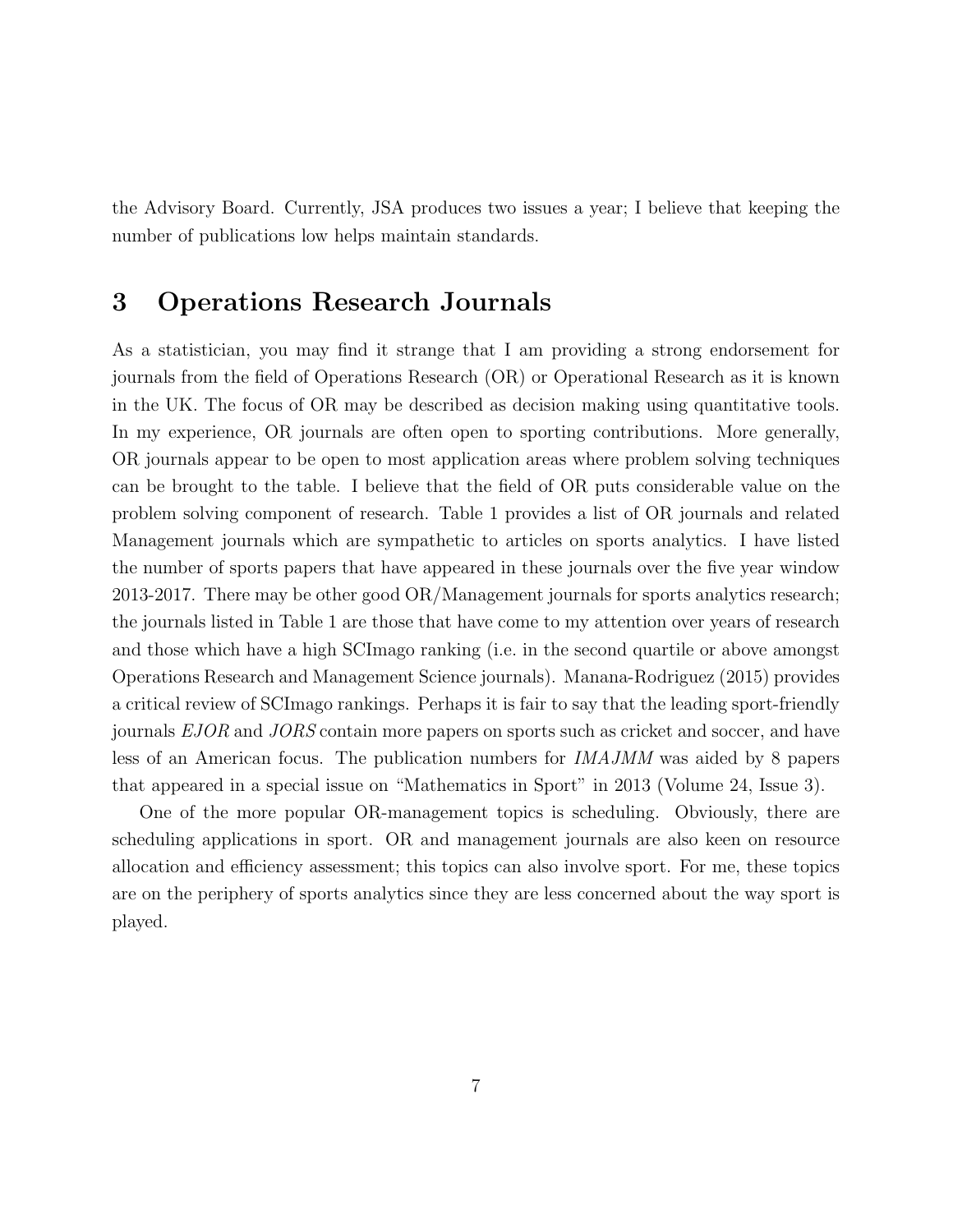the Advisory Board. Currently, JSA produces two issues a year; I believe that keeping the number of publications low helps maintain standards.

## 3 Operations Research Journals

As a statistician, you may find it strange that I am providing a strong endorsement for journals from the field of Operations Research (OR) or Operational Research as it is known in the UK. The focus of OR may be described as decision making using quantitative tools. In my experience, OR journals are often open to sporting contributions. More generally, OR journals appear to be open to most application areas where problem solving techniques can be brought to the table. I believe that the field of OR puts considerable value on the problem solving component of research. Table 1 provides a list of OR journals and related Management journals which are sympathetic to articles on sports analytics. I have listed the number of sports papers that have appeared in these journals over the five year window 2013-2017. There may be other good OR/Management journals for sports analytics research; the journals listed in Table 1 are those that have come to my attention over years of research and those which have a high SCImago ranking (i.e. in the second quartile or above amongst Operations Research and Management Science journals). Manana-Rodriguez (2015) provides a critical review of SCImago rankings. Perhaps it is fair to say that the leading sport-friendly journals *EJOR* and *JORS* contain more papers on sports such as cricket and soccer, and have less of an American focus. The publication numbers for *IMAJMM* was aided by 8 papers that appeared in a special issue on "Mathematics in Sport" in 2013 (Volume 24, Issue 3).

One of the more popular OR-management topics is scheduling. Obviously, there are scheduling applications in sport. OR and management journals are also keen on resource allocation and efficiency assessment; this topics can also involve sport. For me, these topics are on the periphery of sports analytics since they are less concerned about the way sport is played.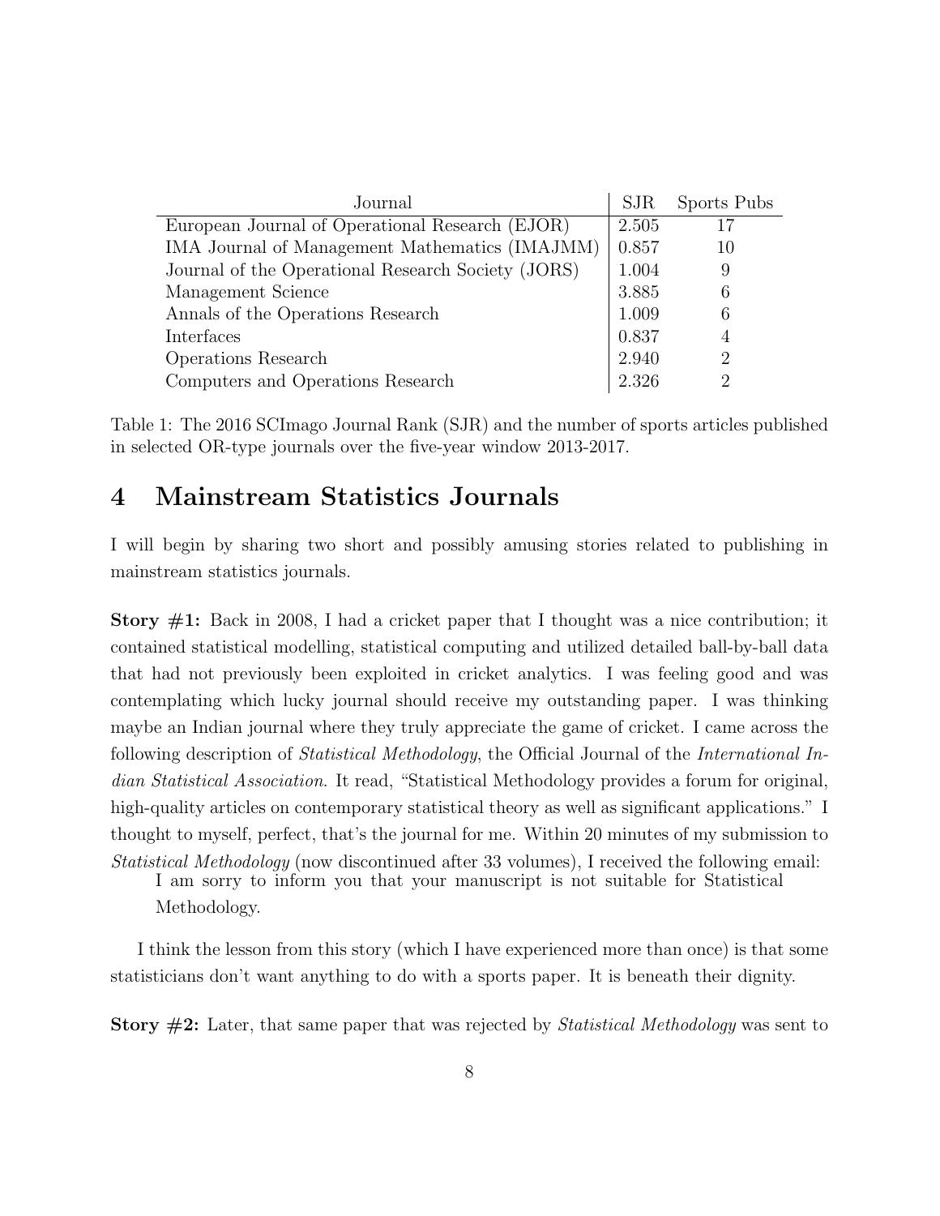| Journal | SJR | Sports Pubs |
|---|---|---|
| European Journal of Operational Research (EJOR) | 2.505 | 17 |
| IMA Journal of Management Mathematics (IMAJMM) | 0.857 | 10 |
| Journal of the Operational Research Society (JORS) | 1.004 | 9 |
| Management Science | 3.885 | 6 |
| Annals of the Operations Research | 1.009 | 6 |
| Interfaces | 0.837 | 4 |
| Operations Research | 2.940 | 2 |
| Computers and Operations Research | 2.326 | 2 |

Table 1: The 2016 SCImago Journal Rank (SJR) and the number of sports articles published in selected OR-type journals over the five-year window 2013-2017.

# 4 Mainstream Statistics Journals

I will begin by sharing two short and possibly amusing stories related to publishing in mainstream statistics journals.

**Story #1:** Back in 2008, I had a cricket paper that I thought was a nice contribution; it contained statistical modelling, statistical computing and utilized detailed ball-by-ball data that had not previously been exploited in cricket analytics. I was feeling good and was contemplating which lucky journal should receive my outstanding paper. I was thinking maybe an Indian journal where they truly appreciate the game of cricket. I came across the following description of *Statistical Methodology*, the Official Journal of the *International Indian Statistical Association*. It read, "Statistical Methodology provides a forum for original, high-quality articles on contemporary statistical theory as well as significant applications." I thought to myself, perfect, that's the journal for me. Within 20 minutes of my submission to *Statistical Methodology* (now discontinued after 33 volumes), I received the following email:

> I am sorry to inform you that your manuscript is not suitable for Statistical Methodology.

I think the lesson from this story (which I have experienced more than once) is that some statisticians don't want anything to do with a sports paper. It is beneath their dignity.

**Story #2:** Later, that same paper that was rejected by *Statistical Methodology* was sent to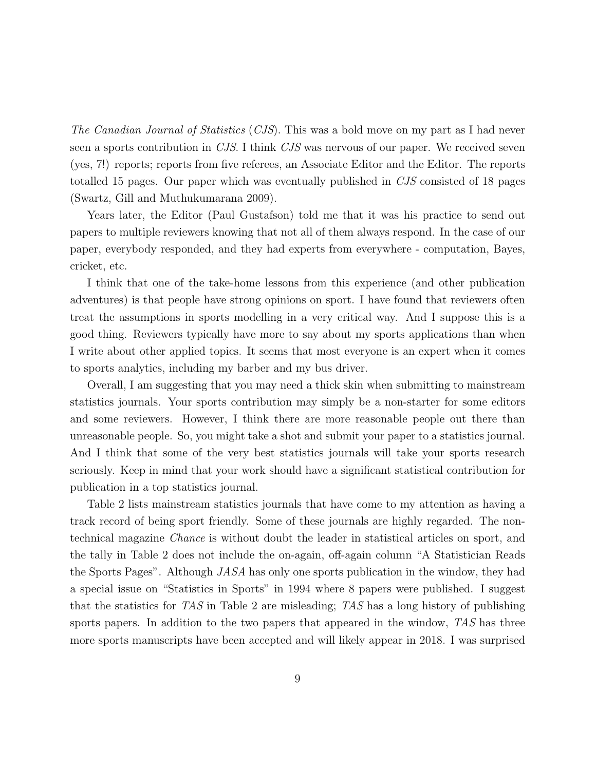*The Canadian Journal of Statistics* (*CJS*). This was a bold move on my part as I had never seen a sports contribution in *CJS*. I think *CJS* was nervous of our paper. We received seven (yes, 7!) reports; reports from five referees, an Associate Editor and the Editor. The reports totalled 15 pages. Our paper which was eventually published in *CJS* consisted of 18 pages (Swartz, Gill and Muthukumarana 2009).

Years later, the Editor (Paul Gustafson) told me that it was his practice to send out papers to multiple reviewers knowing that not all of them always respond. In the case of our paper, everybody responded, and they had experts from everywhere - computation, Bayes, cricket, etc.

I think that one of the take-home lessons from this experience (and other publication adventures) is that people have strong opinions on sport. I have found that reviewers often treat the assumptions in sports modelling in a very critical way. And I suppose this is a good thing. Reviewers typically have more to say about my sports applications than when I write about other applied topics. It seems that most everyone is an expert when it comes to sports analytics, including my barber and my bus driver.

Overall, I am suggesting that you may need a thick skin when submitting to mainstream statistics journals. Your sports contribution may simply be a non-starter for some editors and some reviewers. However, I think there are more reasonable people out there than unreasonable people. So, you might take a shot and submit your paper to a statistics journal. And I think that some of the very best statistics journals will take your sports research seriously. Keep in mind that your work should have a significant statistical contribution for publication in a top statistics journal.

Table 2 lists mainstream statistics journals that have come to my attention as having a track record of being sport friendly. Some of these journals are highly regarded. The non-technical magazine *Chance* is without doubt the leader in statistical articles on sport, and the tally in Table 2 does not include the on-again, off-again column "A Statistician Reads the Sports Pages". Although *JASA* has only one sports publication in the window, they had a special issue on "Statistics in Sports" in 1994 where 8 papers were published. I suggest that the statistics for *TAS* in Table 2 are misleading; *TAS* has a long history of publishing sports papers. In addition to the two papers that appeared in the window, *TAS* has three more sports manuscripts have been accepted and will likely appear in 2018. I was surprised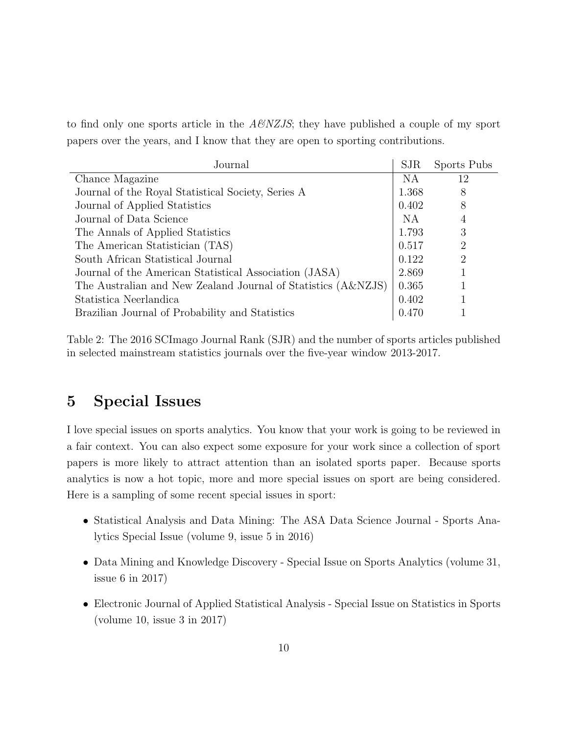to find only one sports article in the *A&NZJS*; they have published a couple of my sport papers over the years, and I know that they are open to sporting contributions.

| Journal | SJR | Sports Pubs |
|---|---|---|
| Chance Magazine | NA | 12 |
| Journal of the Royal Statistical Society, Series A | 1.368 | 8 |
| Journal of Applied Statistics | 0.402 | 8 |
| Journal of Data Science | NA | 4 |
| The Annals of Applied Statistics | 1.793 | 3 |
| The American Statistician (TAS) | 0.517 | 2 |
| South African Statistical Journal | 0.122 | 2 |
| Journal of the American Statistical Association (JASA) | 2.869 | 1 |
| The Australian and New Zealand Journal of Statistics (A&NZJS) | 0.365 | 1 |
| Statistica Neerlandica | 0.402 | 1 |
| Brazilian Journal of Probability and Statistics | 0.470 | 1 |

Table 2: The 2016 SCImago Journal Rank (SJR) and the number of sports articles published in selected mainstream statistics journals over the five-year window 2013-2017.

# 5 Special Issues

I love special issues on sports analytics. You know that your work is going to be reviewed in a fair context. You can also expect some exposure for your work since a collection of sport papers is more likely to attract attention than an isolated sports paper. Because sports analytics is now a hot topic, more and more special issues on sport are being considered. Here is a sampling of some recent special issues in sport:

- Statistical Analysis and Data Mining: The ASA Data Science Journal - Sports Analytics Special Issue (volume 9, issue 5 in 2016)
- Data Mining and Knowledge Discovery - Special Issue on Sports Analytics (volume 31, issue 6 in 2017)
- Electronic Journal of Applied Statistical Analysis - Special Issue on Statistics in Sports (volume 10, issue 3 in 2017)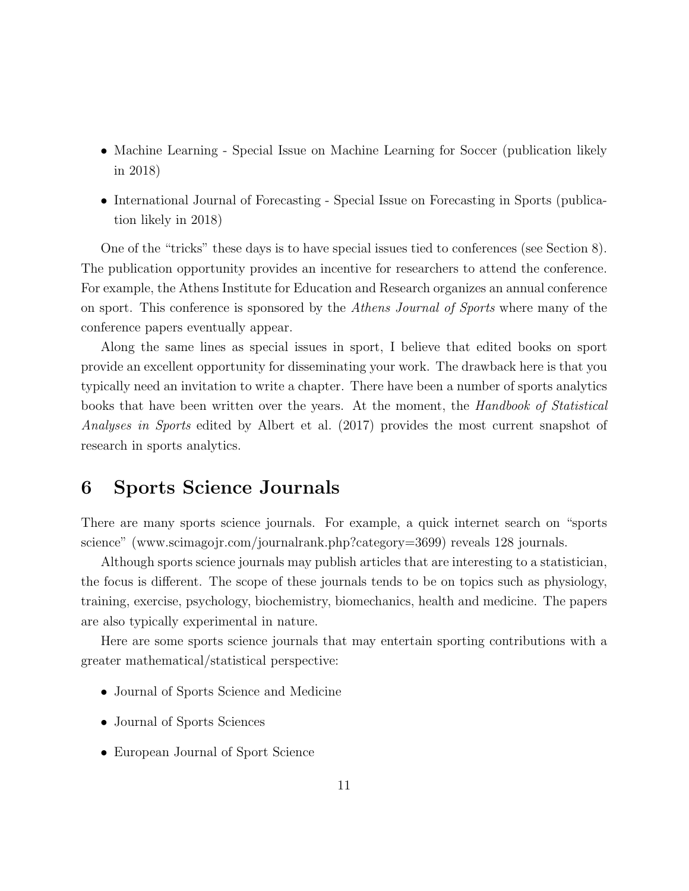- Machine Learning - Special Issue on Machine Learning for Soccer (publication likely in 2018)
- International Journal of Forecasting - Special Issue on Forecasting in Sports (publication likely in 2018)

One of the "tricks" these days is to have special issues tied to conferences (see Section 8). The publication opportunity provides an incentive for researchers to attend the conference. For example, the Athens Institute for Education and Research organizes an annual conference on sport. This conference is sponsored by the *Athens Journal of Sports* where many of the conference papers eventually appear.

Along the same lines as special issues in sport, I believe that edited books on sport provide an excellent opportunity for disseminating your work. The drawback here is that you typically need an invitation to write a chapter. There have been a number of sports analytics books that have been written over the years. At the moment, the *Handbook of Statistical Analyses in Sports* edited by Albert et al. (2017) provides the most current snapshot of research in sports analytics.

# 6 Sports Science Journals

There are many sports science journals. For example, a quick internet search on "sports science" (www.scimagojr.com/journalrank.php?category=3699) reveals 128 journals.

Although sports science journals may publish articles that are interesting to a statistician, the focus is different. The scope of these journals tends to be on topics such as physiology, training, exercise, psychology, biochemistry, biomechanics, health and medicine. The papers are also typically experimental in nature.

Here are some sports science journals that may entertain sporting contributions with a greater mathematical/statistical perspective:

- Journal of Sports Science and Medicine
- Journal of Sports Sciences
- European Journal of Sport Science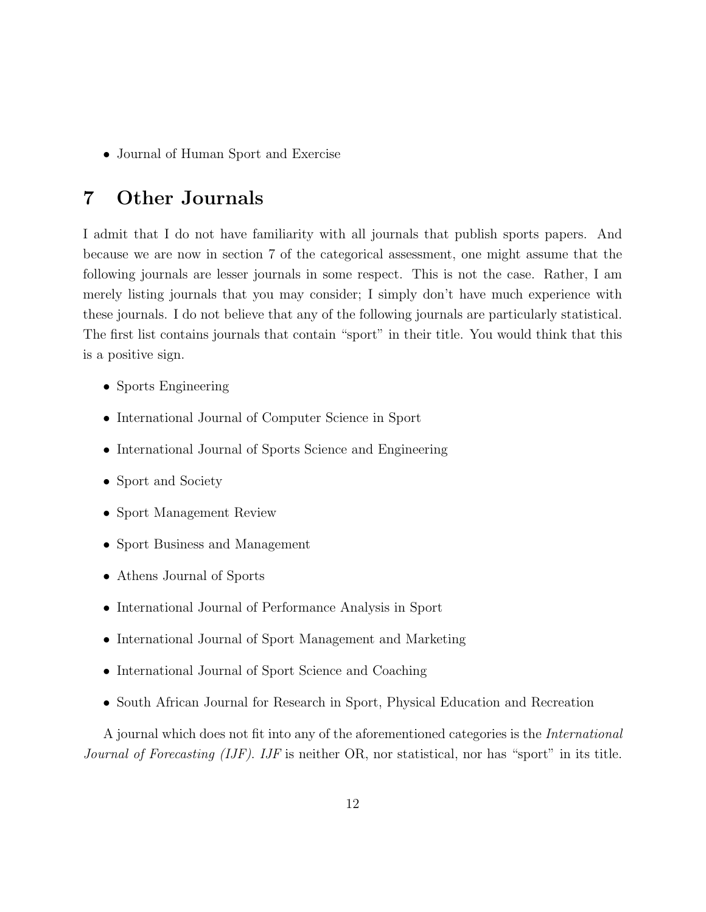- Journal of Human Sport and Exercise

# 7 Other Journals

I admit that I do not have familiarity with all journals that publish sports papers. And because we are now in section 7 of the categorical assessment, one might assume that the following journals are lesser journals in some respect. This is not the case. Rather, I am merely listing journals that you may consider; I simply don't have much experience with these journals. I do not believe that any of the following journals are particularly statistical. The first list contains journals that contain "sport" in their title. You would think that this is a positive sign.

- Sports Engineering
- International Journal of Computer Science in Sport
- International Journal of Sports Science and Engineering
- Sport and Society
- Sport Management Review
- Sport Business and Management
- Athens Journal of Sports
- International Journal of Performance Analysis in Sport
- International Journal of Sport Management and Marketing
- International Journal of Sport Science and Coaching
- South African Journal for Research in Sport, Physical Education and Recreation

A journal which does not fit into any of the aforementioned categories is the *International Journal of Forecasting (IJF)*. *IJF* is neither OR, nor statistical, nor has "sport" in its title.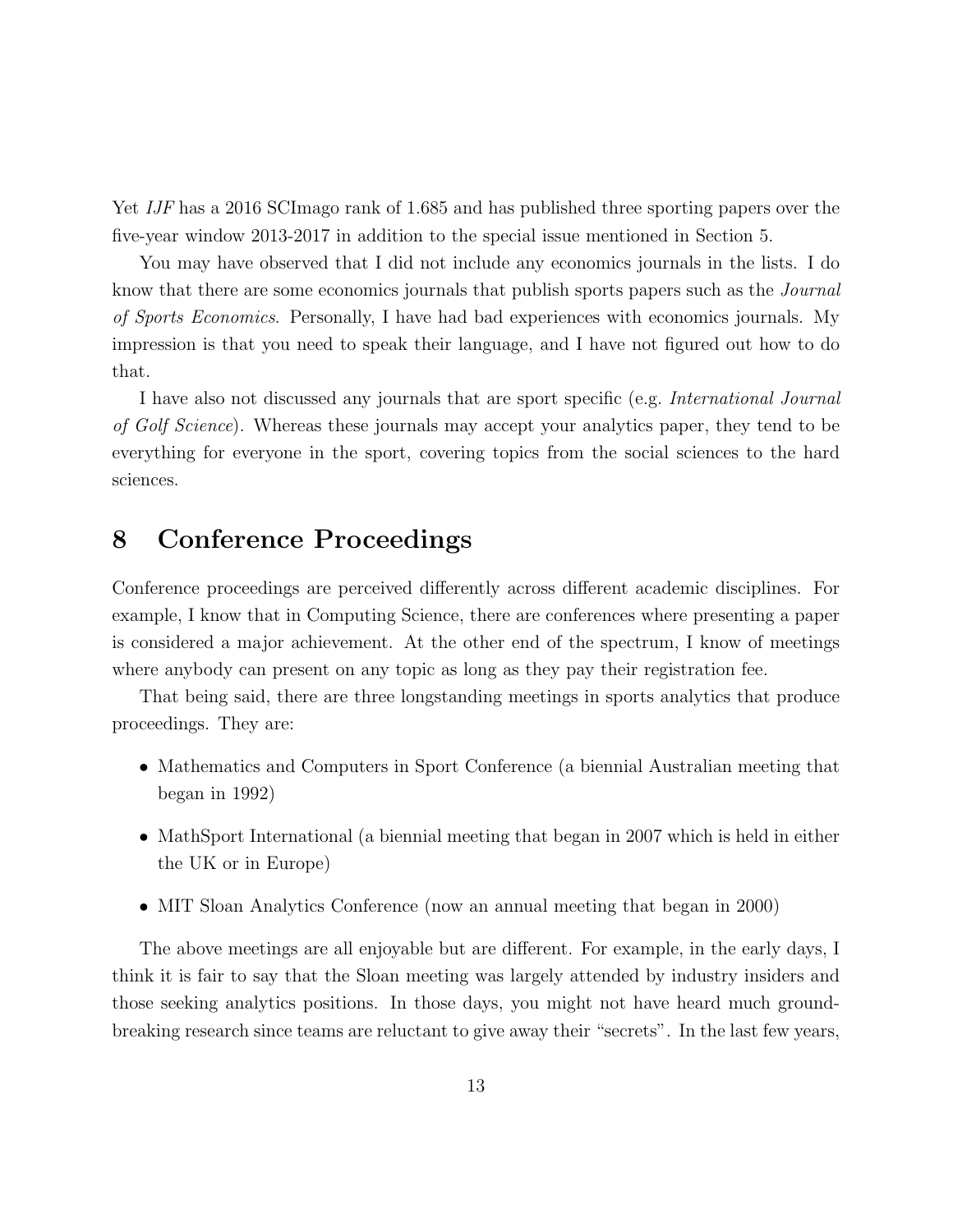Yet *IJF* has a 2016 SCImago rank of 1.685 and has published three sporting papers over the five-year window 2013-2017 in addition to the special issue mentioned in Section 5.

You may have observed that I did not include any economics journals in the lists. I do know that there are some economics journals that publish sports papers such as the *Journal of Sports Economics*. Personally, I have had bad experiences with economics journals. My impression is that you need to speak their language, and I have not figured out how to do that.

I have also not discussed any journals that are sport specific (e.g. *International Journal of Golf Science*). Whereas these journals may accept your analytics paper, they tend to be everything for everyone in the sport, covering topics from the social sciences to the hard sciences.

# 8 Conference Proceedings

Conference proceedings are perceived differently across different academic disciplines. For example, I know that in Computing Science, there are conferences where presenting a paper is considered a major achievement. At the other end of the spectrum, I know of meetings where anybody can present on any topic as long as they pay their registration fee.

That being said, there are three longstanding meetings in sports analytics that produce proceedings. They are:

- Mathematics and Computers in Sport Conference (a biennial Australian meeting that began in 1992)
- MathSport International (a biennial meeting that began in 2007 which is held in either the UK or in Europe)
- MIT Sloan Analytics Conference (now an annual meeting that began in 2000)

The above meetings are all enjoyable but are different. For example, in the early days, I think it is fair to say that the Sloan meeting was largely attended by industry insiders and those seeking analytics positions. In those days, you might not have heard much ground-breaking research since teams are reluctant to give away their "secrets". In the last few years,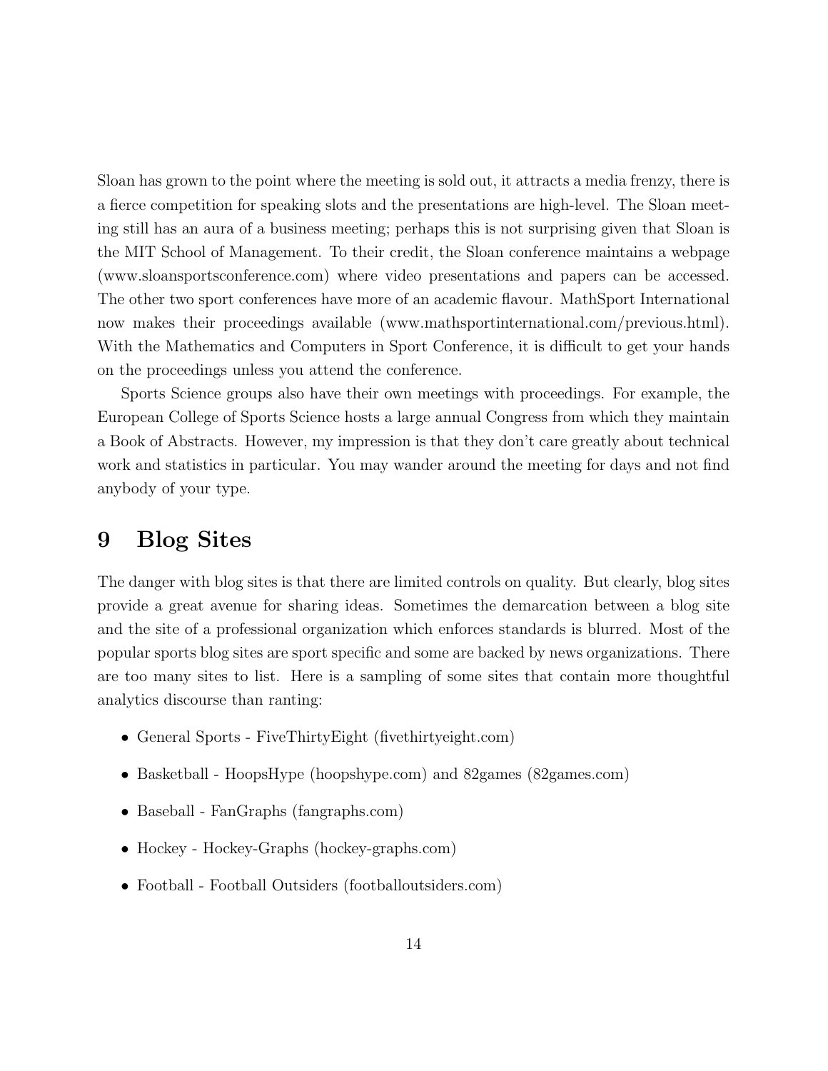Sloan has grown to the point where the meeting is sold out, it attracts a media frenzy, there is a fierce competition for speaking slots and the presentations are high-level. The Sloan meeting still has an aura of a business meeting; perhaps this is not surprising given that Sloan is the MIT School of Management. To their credit, the Sloan conference maintains a webpage (www.sloansportsconference.com) where video presentations and papers can be accessed. The other two sport conferences have more of an academic flavour. MathSport International now makes their proceedings available (www.mathsportinternational.com/previous.html). With the Mathematics and Computers in Sport Conference, it is difficult to get your hands on the proceedings unless you attend the conference.

Sports Science groups also have their own meetings with proceedings. For example, the European College of Sports Science hosts a large annual Congress from which they maintain a Book of Abstracts. However, my impression is that they don't care greatly about technical work and statistics in particular. You may wander around the meeting for days and not find anybody of your type.

# 9 Blog Sites

The danger with blog sites is that there are limited controls on quality. But clearly, blog sites provide a great avenue for sharing ideas. Sometimes the demarcation between a blog site and the site of a professional organization which enforces standards is blurred. Most of the popular sports blog sites are sport specific and some are backed by news organizations. There are too many sites to list. Here is a sampling of some sites that contain more thoughtful analytics discourse than ranting:

- General Sports - FiveThirtyEight (fivethirtyeight.com)
- Basketball - HoopsHype (hoopshype.com) and 82games (82games.com)
- Baseball - FanGraphs (fangraphs.com)
- Hockey - Hockey-Graphs (hockey-graphs.com)
- Football - Football Outsiders (footballoutsiders.com)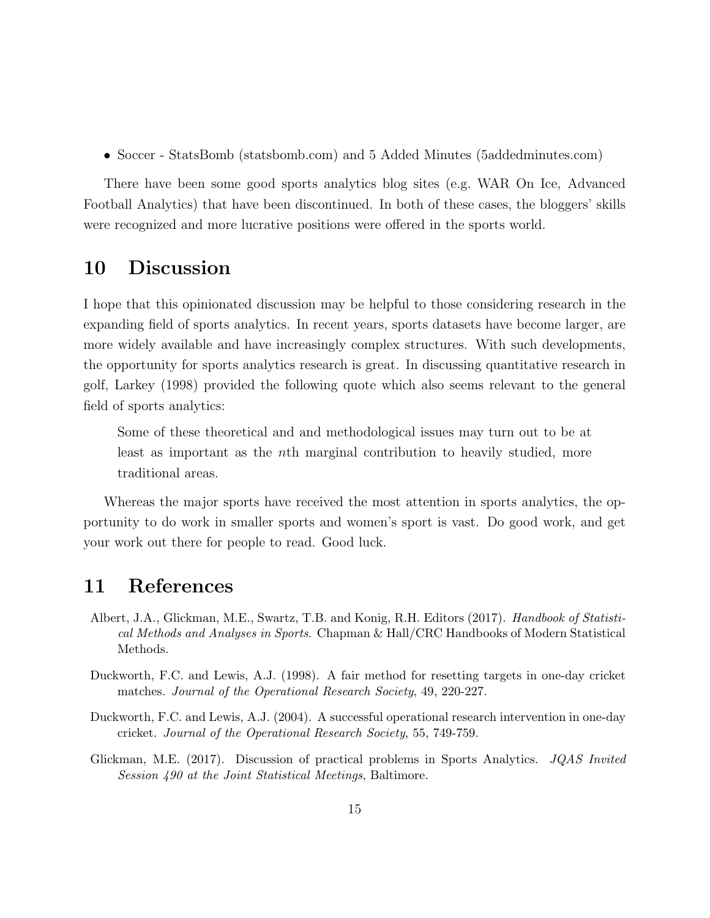- Soccer - StatsBomb (statsbomb.com) and 5 Added Minutes (5addedminutes.com)

There have been some good sports analytics blog sites (e.g. WAR On Ice, Advanced Football Analytics) that have been discontinued. In both of these cases, the bloggers' skills were recognized and more lucrative positions were offered in the sports world.

# 10 Discussion

I hope that this opinionated discussion may be helpful to those considering research in the expanding field of sports analytics. In recent years, sports datasets have become larger, are more widely available and have increasingly complex structures. With such developments, the opportunity for sports analytics research is great. In discussing quantitative research in golf, Larkey (1998) provided the following quote which also seems relevant to the general field of sports analytics:

> Some of these theoretical and and methodological issues may turn out to be at least as important as the $n$th marginal contribution to heavily studied, more traditional areas.

Whereas the major sports have received the most attention in sports analytics, the opportunity to do work in smaller sports and women's sport is vast. Do good work, and get your work out there for people to read. Good luck.

# 11 References

Albert, J.A., Glickman, M.E., Swartz, T.B. and Konig, R.H. Editors (2017). *Handbook of Statistical Methods and Analyses in Sports*. Chapman & Hall/CRC Handbooks of Modern Statistical Methods.

Duckworth, F.C. and Lewis, A.J. (1998). A fair method for resetting targets in one-day cricket matches. *Journal of the Operational Research Society*, 49, 220-227.

Duckworth, F.C. and Lewis, A.J. (2004). A successful operational research intervention in one-day cricket. *Journal of the Operational Research Society*, 55, 749-759.

Glickman, M.E. (2017). Discussion of practical problems in Sports Analytics. *JQAS Invited Session 490 at the Joint Statistical Meetings*, Baltimore.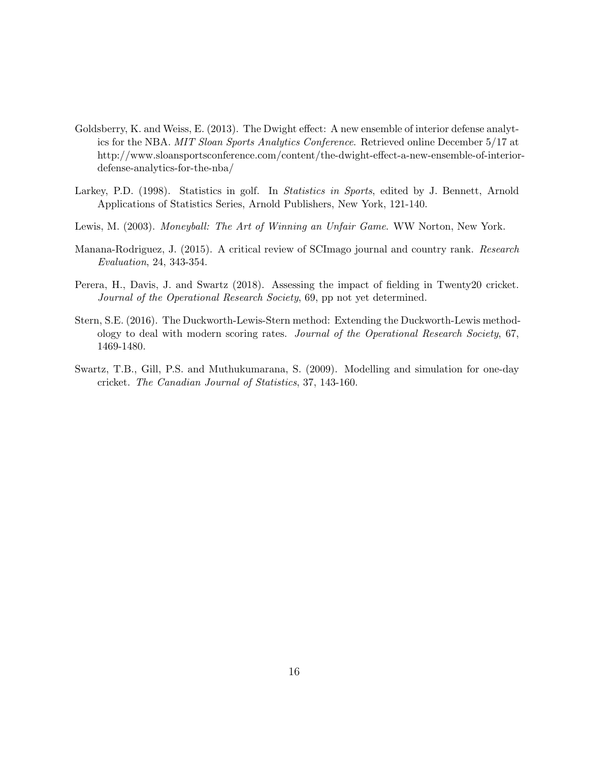Goldsberry, K. and Weiss, E. (2013). The Dwight effect: A new ensemble of interior defense analytics for the NBA. *MIT Sloan Sports Analytics Conference*. Retrieved online December 5/17 at http://www.sloansportsconference.com/content/the-dwight-effect-a-new-ensemble-of-interior-defense-analytics-for-the-nba/

Larkey, P.D. (1998). Statistics in golf. In *Statistics in Sports*, edited by J. Bennett, Arnold Applications of Statistics Series, Arnold Publishers, New York, 121-140.

Lewis, M. (2003). *Moneyball: The Art of Winning an Unfair Game*. WW Norton, New York.

Manana-Rodriguez, J. (2015). A critical review of SCImago journal and country rank. *Research Evaluation*, 24, 343-354.

Perera, H., Davis, J. and Swartz (2018). Assessing the impact of fielding in Twenty20 cricket. *Journal of the Operational Research Society*, 69, pp not yet determined.

Stern, S.E. (2016). The Duckworth-Lewis-Stern method: Extending the Duckworth-Lewis methodology to deal with modern scoring rates. *Journal of the Operational Research Society*, 67, 1469-1480.

Swartz, T.B., Gill, P.S. and Muthukumarana, S. (2009). Modelling and simulation for one-day cricket. *The Canadian Journal of Statistics*, 37, 143-160.